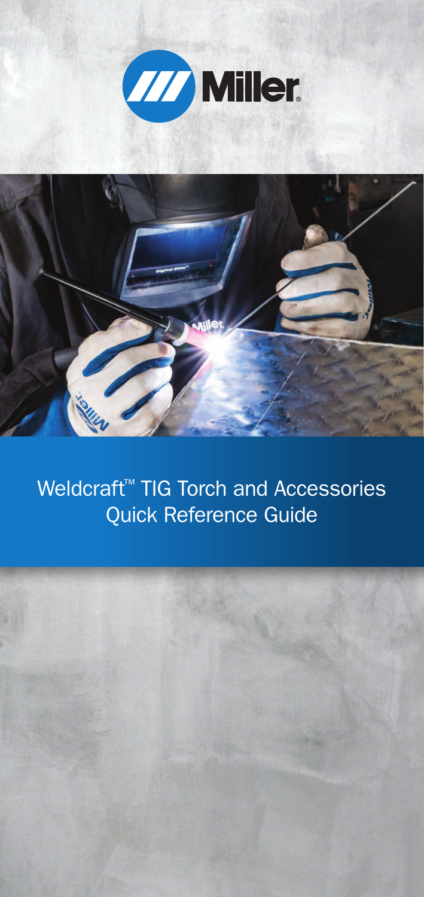Miller

# Weldcraft™ TIG Torch and Accessories Quick Reference Guide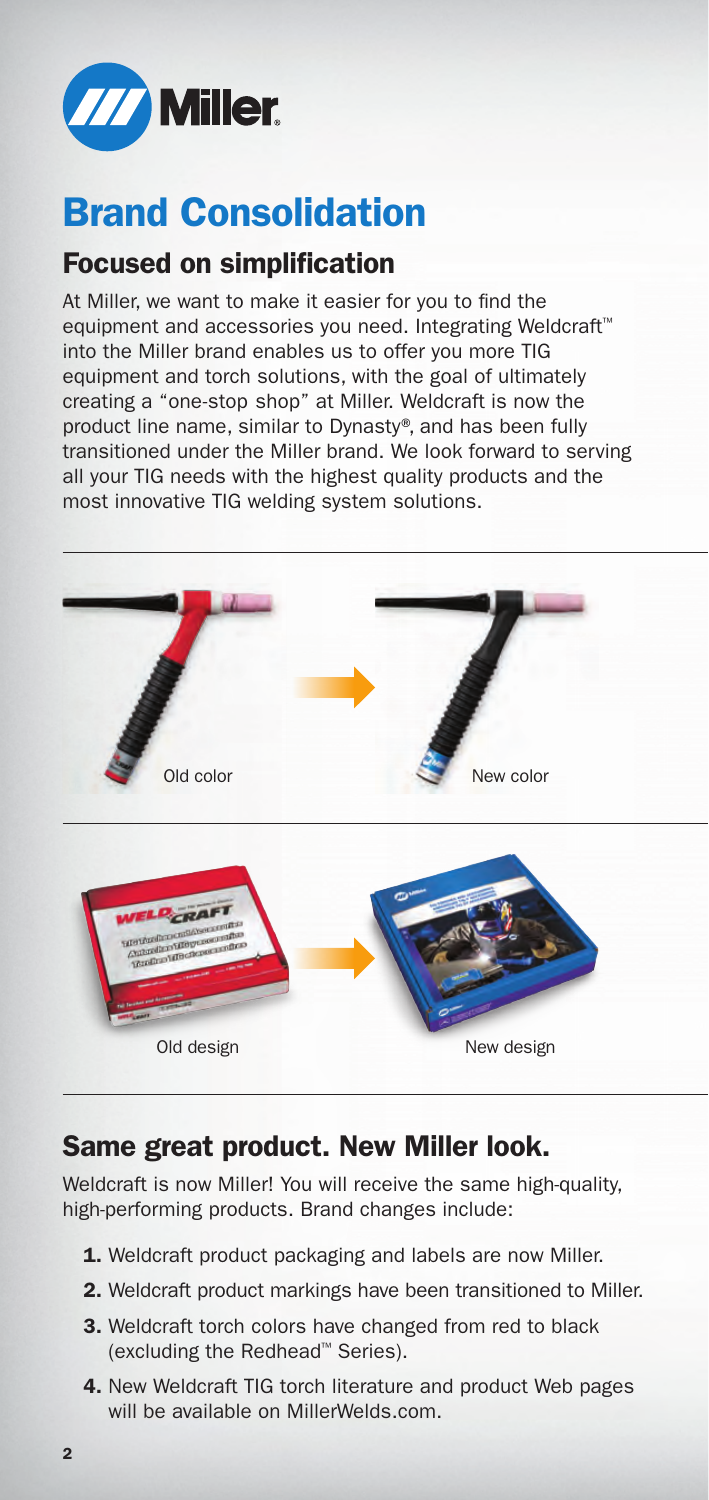# Brand Consolidation

## Focused on simplification

At Miller, we want to make it easier for you to find the equipment and accessories you need. Integrating Weldcraft™ into the Miller brand enables us to offer you more TIG equipment and torch solutions, with the goal of ultimately creating a "one-stop shop" at Miller. Weldcraft is now the product line name, similar to Dynasty®, and has been fully transitioned under the Miller brand. We look forward to serving all your TIG needs with the highest quality products and the most innovative TIG welding system solutions.

Old color

New color

Old design

New design

## Same great product. New Miller look.

Weldcraft is now Miller! You will receive the same high-quality, high-performing products. Brand changes include:

1. Weldcraft product packaging and labels are now Miller.
2. Weldcraft product markings have been transitioned to Miller.
3. Weldcraft torch colors have changed from red to black (excluding the Redhead™ Series).
4. New Weldcraft TIG torch literature and product Web pages will be available on MillerWelds.com.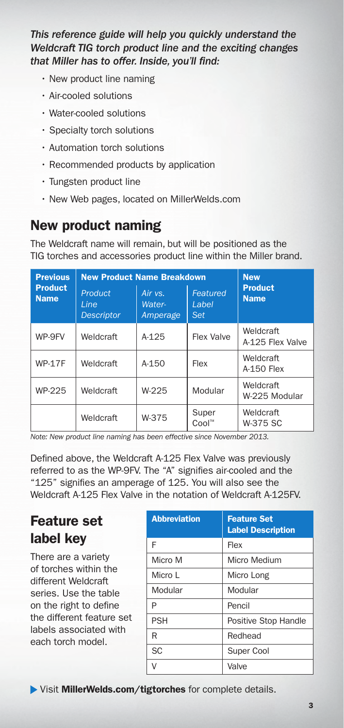*This reference guide will help you quickly understand the Weldcraft TIG torch product line and the exciting changes that Miller has to offer. Inside, you'll find:*

- New product line naming
- Air-cooled solutions
- Water-cooled solutions
- Specialty torch solutions
- Automation torch solutions
- Recommended products by application
- Tungsten product line
- New Web pages, located on MillerWelds.com

## New product naming

The Weldcraft name will remain, but will be positioned as the TIG torches and accessories product line within the Miller brand.

| Previous Product Name | New Product Name Breakdown | | | New Product Name |
|---|---|---|---|---|
| | *Product Line Descriptor* | *Air vs. Water-Amperage* | *Featured Label Set* | |
| WP-9FV | Weldcraft | A-125 | Flex Valve | Weldcraft A-125 Flex Valve |
| WP-17F | Weldcraft | A-150 | Flex | Weldcraft A-150 Flex |
| WP-225 | Weldcraft | W-225 | Modular | Weldcraft W-225 Modular |
| | Weldcraft | W-375 | Super Cool™ | Weldcraft W-375 SC |

*Note: New product line naming has been effective since November 2013.*

Defined above, the Weldcraft A-125 Flex Valve was previously referred to as the WP-9FV. The "A" signifies air-cooled and the "125" signifies an amperage of 125. You will also see the Weldcraft A-125 Flex Valve in the notation of Weldcraft A-125FV.

## Feature set label key

There are a variety of torches within the different Weldcraft series. Use the table on the right to define the different feature set labels associated with each torch model.

| Abbreviation | Feature Set Label Description |
|---|---|
| F | Flex |
| Micro M | Micro Medium |
| Micro L | Micro Long |
| Modular | Modular |
| P | Pencil |
| PSH | Positive Stop Handle |
| R | Redhead |
| SC | Super Cool |
| V | Valve |

Visit **MillerWelds.com/tigtorches** for complete details.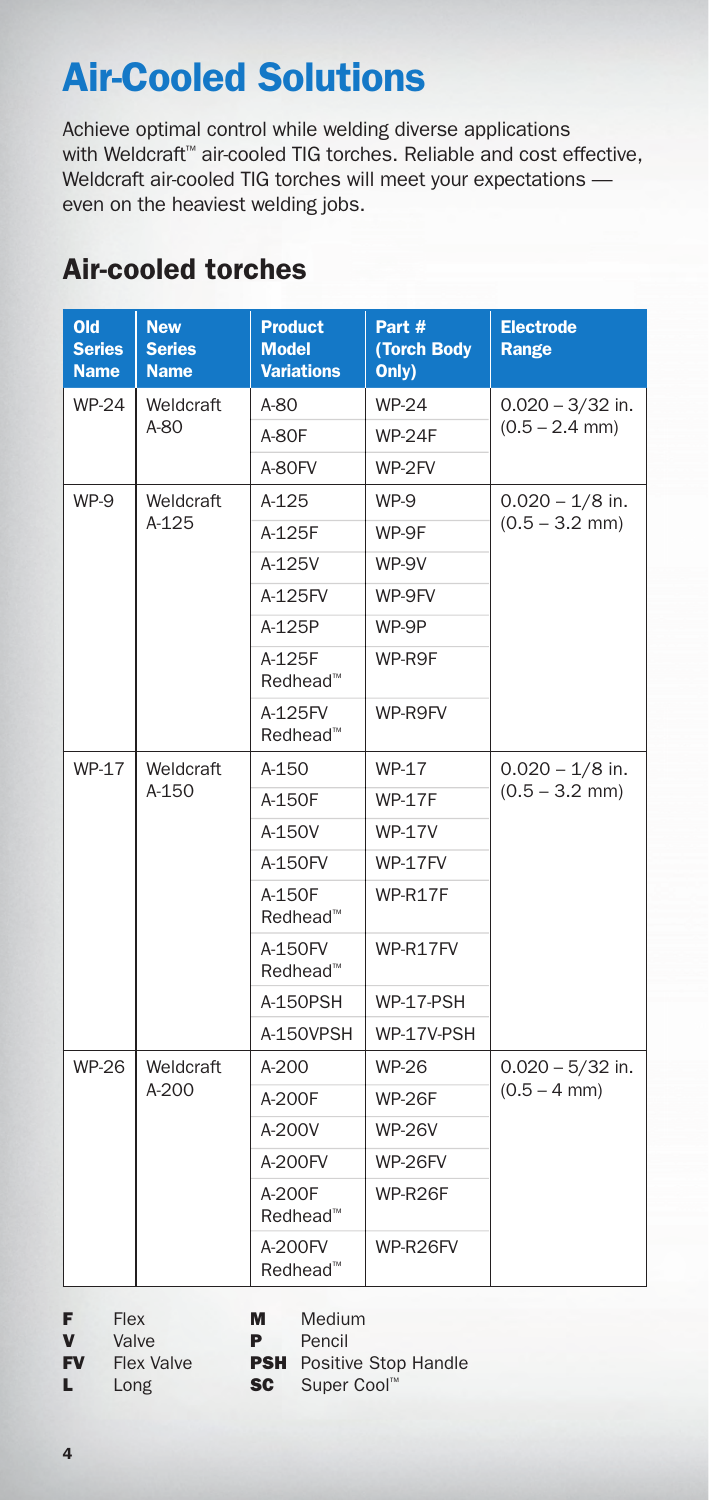# Air-Cooled Solutions

Achieve optimal control while welding diverse applications with Weldcraft™ air-cooled TIG torches. Reliable and cost effective, Weldcraft air-cooled TIG torches will meet your expectations — even on the heaviest welding jobs.

## Air-cooled torches

| Old Series Name | New Series Name | Product Model Variations | Part # (Torch Body Only) | Electrode Range |
|---|---|---|---|---|
| WP-24 | Weldcraft A-80 | A-80 | WP-24 | 0.020 – 3/32 in. (0.5 – 2.4 mm) |
| | | A-80F | WP-24F | |
| | | A-80FV | WP-2FV | |
| WP-9 | Weldcraft A-125 | A-125 | WP-9 | 0.020 – 1/8 in. (0.5 – 3.2 mm) |
| | | A-125F | WP-9F | |
| | | A-125V | WP-9V | |
| | | A-125FV | WP-9FV | |
| | | A-125P | WP-9P | |
| | | A-125F Redhead™ | WP-R9F | |
| | | A-125FV Redhead™ | WP-R9FV | |
| WP-17 | Weldcraft A-150 | A-150 | WP-17 | 0.020 – 1/8 in. (0.5 – 3.2 mm) |
| | | A-150F | WP-17F | |
| | | A-150V | WP-17V | |
| | | A-150FV | WP-17FV | |
| | | A-150F Redhead™ | WP-R17F | |
| | | A-150FV Redhead™ | WP-R17FV | |
| | | A-150PSH | WP-17-PSH | |
| | | A-150VPSH | WP-17V-PSH | |
| WP-26 | Weldcraft A-200 | A-200 | WP-26 | 0.020 – 5/32 in. (0.5 – 4 mm) |
| | | A-200F | WP-26F | |
| | | A-200V | WP-26V | |
| | | A-200FV | WP-26FV | |
| | | A-200F Redhead™ | WP-R26F | |
| | | A-200FV Redhead™ | WP-R26FV | |

**F** Flex
**V** Valve
**FV** Flex Valve
**L** Long
**M** Medium
**P** Pencil
**PSH** Positive Stop Handle
**SC** Super Cool™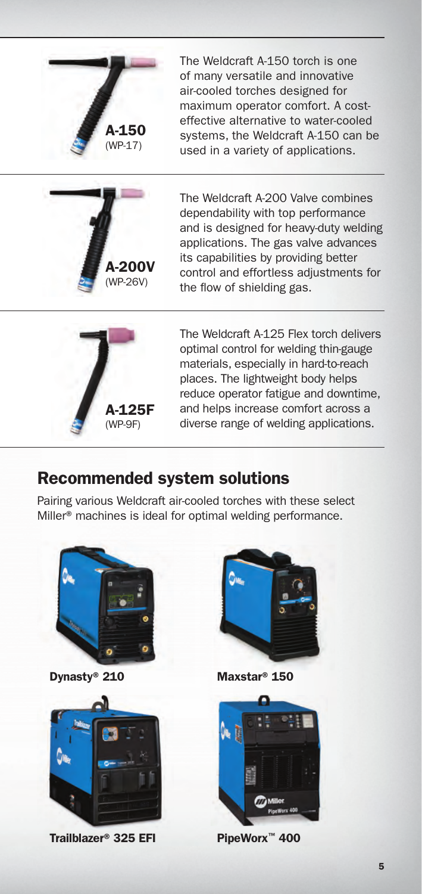**A-150** (WP-17)

The Weldcraft A-150 torch is one of many versatile and innovative air-cooled torches designed for maximum operator comfort. A cost-effective alternative to water-cooled systems, the Weldcraft A-150 can be used in a variety of applications.

**A-200V** (WP-26V)

The Weldcraft A-200 Valve combines dependability with top performance and is designed for heavy-duty welding applications. The gas valve advances its capabilities by providing better control and effortless adjustments for the flow of shielding gas.

**A-125F** (WP-9F)

The Weldcraft A-125 Flex torch delivers optimal control for welding thin-gauge materials, especially in hard-to-reach places. The lightweight body helps reduce operator fatigue and downtime, and helps increase comfort across a diverse range of welding applications.

## Recommended system solutions

Pairing various Weldcraft air-cooled torches with these select Miller® machines is ideal for optimal welding performance.

**Dynasty® 210**

**Maxstar® 150**

**Trailblazer® 325 EFI**

**PipeWorx™ 400**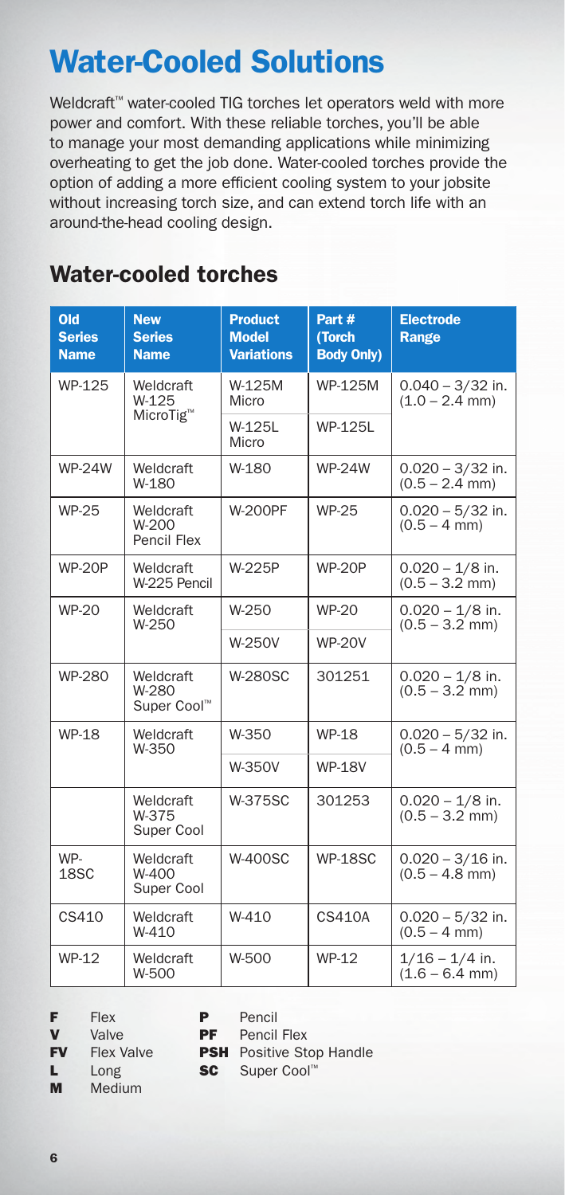# Water-Cooled Solutions

Weldcraft™ water-cooled TIG torches let operators weld with more power and comfort. With these reliable torches, you'll be able to manage your most demanding applications while minimizing overheating to get the job done. Water-cooled torches provide the option of adding a more efficient cooling system to your jobsite without increasing torch size, and can extend torch life with an around-the-head cooling design.

## Water-cooled torches

| Old Series Name | New Series Name | Product Model Variations | Part # (Torch Body Only) | Electrode Range |
|---|---|---|---|---|
| WP-125 | Weldcraft W-125 MicroTig™ | W-125M Micro | WP-125M | 0.040 – 3/32 in. (1.0 – 2.4 mm) |
| | | W-125L Micro | WP-125L | |
| WP-24W | Weldcraft W-180 | W-180 | WP-24W | 0.020 – 3/32 in. (0.5 – 2.4 mm) |
| WP-25 | Weldcraft W-200 Pencil Flex | W-200PF | WP-25 | 0.020 – 5/32 in. (0.5 – 4 mm) |
| WP-20P | Weldcraft W-225 Pencil | W-225P | WP-20P | 0.020 – 1/8 in. (0.5 – 3.2 mm) |
| WP-20 | Weldcraft W-250 | W-250 | WP-20 | 0.020 – 1/8 in. (0.5 – 3.2 mm) |
| | | W-250V | WP-20V | |
| WP-280 | Weldcraft W-280 Super Cool™ | W-280SC | 301251 | 0.020 – 1/8 in. (0.5 – 3.2 mm) |
| WP-18 | Weldcraft W-350 | W-350 | WP-18 | 0.020 – 5/32 in. (0.5 – 4 mm) |
| | | W-350V | WP-18V | |
| | Weldcraft W-375 Super Cool | W-375SC | 301253 | 0.020 – 1/8 in. (0.5 – 3.2 mm) |
| WP-18SC | Weldcraft W-400 Super Cool | W-400SC | WP-18SC | 0.020 – 3/16 in. (0.5 – 4.8 mm) |
| CS410 | Weldcraft W-410 | W-410 | CS410A | 0.020 – 5/32 in. (0.5 – 4 mm) |
| WP-12 | Weldcraft W-500 | W-500 | WP-12 | 1/16 – 1/4 in. (1.6 – 6.4 mm) |

- **F** Flex
- **V** Valve
- **FV** Flex Valve
- **L** Long
- **M** Medium
- **P** Pencil
- **PF** Pencil Flex
- **PSH** Positive Stop Handle
- **SC** Super Cool™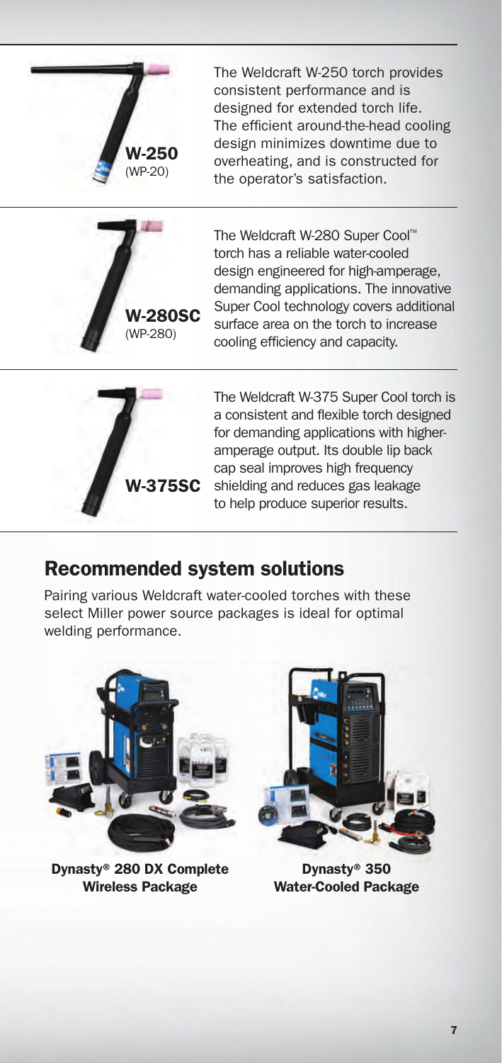**W-250** (WP-20)

The Weldcraft W-250 torch provides consistent performance and is designed for extended torch life. The efficient around-the-head cooling design minimizes downtime due to overheating, and is constructed for the operator's satisfaction.

**W-280SC** (WP-280)

The Weldcraft W-280 Super Cool™ torch has a reliable water-cooled design engineered for high-amperage, demanding applications. The innovative Super Cool technology covers additional surface area on the torch to increase cooling efficiency and capacity.

**W-375SC**

The Weldcraft W-375 Super Cool torch is a consistent and flexible torch designed for demanding applications with higher-amperage output. Its double lip back cap seal improves high frequency shielding and reduces gas leakage to help produce superior results.

## Recommended system solutions

Pairing various Weldcraft water-cooled torches with these select Miller power source packages is ideal for optimal welding performance.

**Dynasty® 280 DX Complete Wireless Package**

**Dynasty® 350 Water-Cooled Package**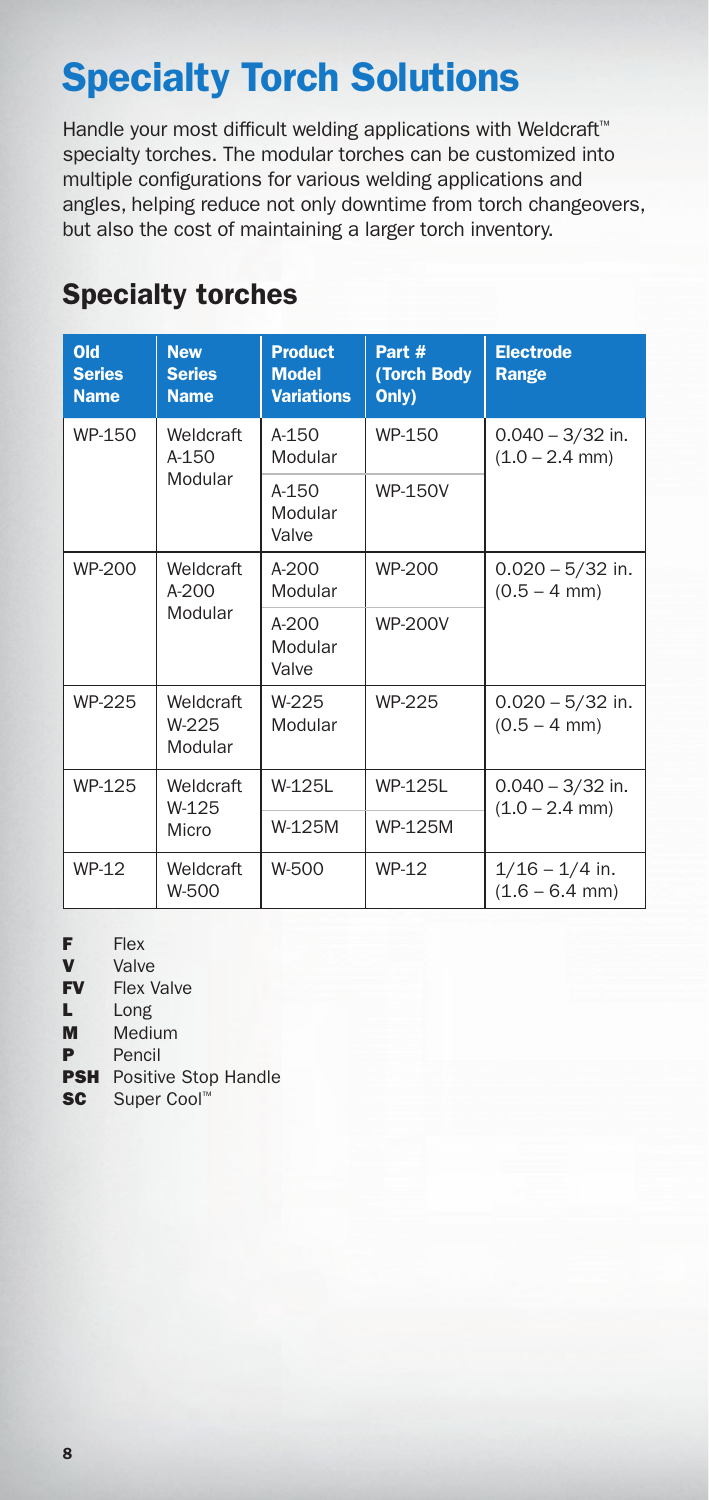# Specialty Torch Solutions

Handle your most difficult welding applications with Weldcraft™ specialty torches. The modular torches can be customized into multiple configurations for various welding applications and angles, helping reduce not only downtime from torch changeovers, but also the cost of maintaining a larger torch inventory.

## Specialty torches

| Old Series Name | New Series Name | Product Model Variations | Part # (Torch Body Only) | Electrode Range |
|---|---|---|---|---|
| WP-150 | Weldcraft A-150 Modular | A-150 Modular | WP-150 | 0.040 – 3/32 in. (1.0 – 2.4 mm) |
| | | A-150 Modular Valve | WP-150V | |
| WP-200 | Weldcraft A-200 Modular | A-200 Modular | WP-200 | 0.020 – 5/32 in. (0.5 – 4 mm) |
| | | A-200 Modular Valve | WP-200V | |
| WP-225 | Weldcraft W-225 Modular | W-225 Modular | WP-225 | 0.020 – 5/32 in. (0.5 – 4 mm) |
| WP-125 | Weldcraft W-125 Micro | W-125L | WP-125L | 0.040 – 3/32 in. (1.0 – 2.4 mm) |
| | | W-125M | WP-125M | |
| WP-12 | Weldcraft W-500 | W-500 | WP-12 | 1/16 – 1/4 in. (1.6 – 6.4 mm) |

**F** Flex
**V** Valve
**FV** Flex Valve
**L** Long
**M** Medium
**P** Pencil
**PSH** Positive Stop Handle
**SC** Super Cool™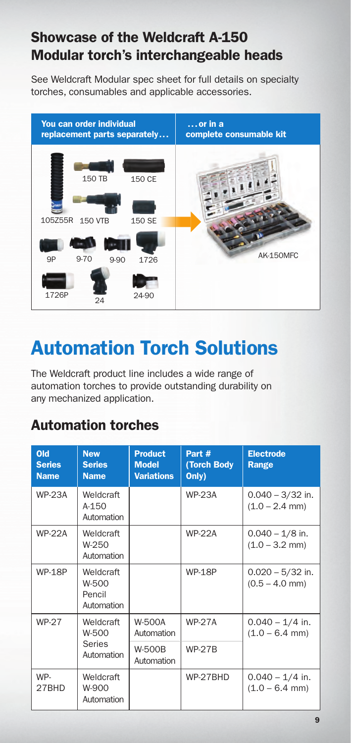## Showcase of the Weldcraft A-150 Modular torch's interchangeable heads

See Weldcraft Modular spec sheet for full details on specialty torches, consumables and applicable accessories.

| You can order individual replacement parts separately… | …or in a complete consumable kit |
|---|---|
| 150 TB, 150 CE, 105Z55R, 150 VTB, 150 SE, 9P, 9-70, 9-90, 1726, 1726P, 24, 24-90 | AK-150MFC |

# Automation Torch Solutions

The Weldcraft product line includes a wide range of automation torches to provide outstanding durability on any mechanized application.

## Automation torches

| Old Series Name | New Series Name | Product Model Variations | Part # (Torch Body Only) | Electrode Range |
|---|---|---|---|---|
| WP-23A | Weldcraft A-150 Automation | | WP-23A | 0.040 – 3/32 in. (1.0 – 2.4 mm) |
| WP-22A | Weldcraft W-250 Automation | | WP-22A | 0.040 – 1/8 in. (1.0 – 3.2 mm) |
| WP-18P | Weldcraft W-500 Pencil Automation | | WP-18P | 0.020 – 5/32 in. (0.5 – 4.0 mm) |
| WP-27 | Weldcraft W-500 Series Automation | W-500A Automation | WP-27A | 0.040 – 1/4 in. (1.0 – 6.4 mm) |
| | | W-500B Automation | WP-27B | |
| WP-27BHD | Weldcraft W-900 Automation | | WP-27BHD | 0.040 – 1/4 in. (1.0 – 6.4 mm) |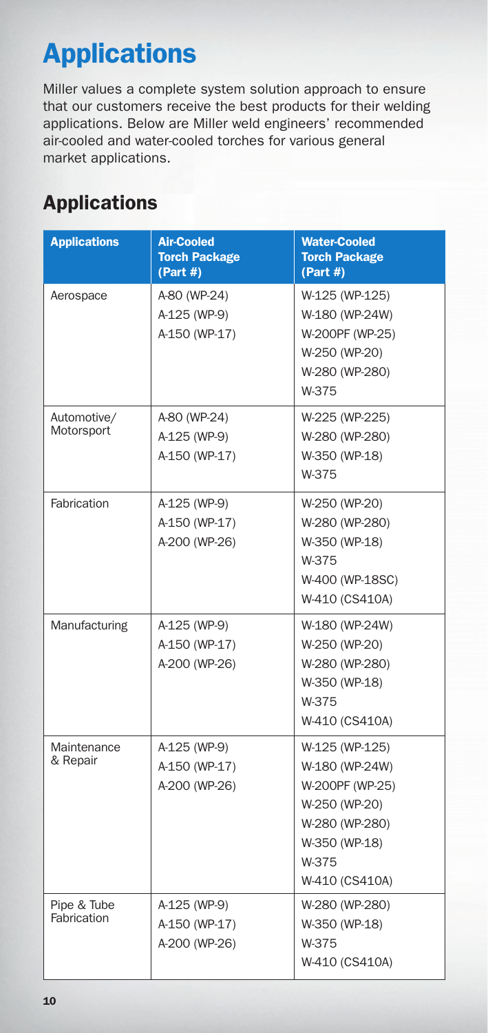# Applications

Miller values a complete system solution approach to ensure that our customers receive the best products for their welding applications. Below are Miller weld engineers' recommended air-cooled and water-cooled torches for various general market applications.

## Applications

| Applications | Air-Cooled Torch Package (Part #) | Water-Cooled Torch Package (Part #) |
|---|---|---|
| Aerospace | A-80 (WP-24)<br>A-125 (WP-9)<br>A-150 (WP-17) | W-125 (WP-125)<br>W-180 (WP-24W)<br>W-200PF (WP-25)<br>W-250 (WP-20)<br>W-280 (WP-280)<br>W-375 |
| Automotive/ Motorsport | A-80 (WP-24)<br>A-125 (WP-9)<br>A-150 (WP-17) | W-225 (WP-225)<br>W-280 (WP-280)<br>W-350 (WP-18)<br>W-375 |
| Fabrication | A-125 (WP-9)<br>A-150 (WP-17)<br>A-200 (WP-26) | W-250 (WP-20)<br>W-280 (WP-280)<br>W-350 (WP-18)<br>W-375<br>W-400 (WP-18SC)<br>W-410 (CS410A) |
| Manufacturing | A-125 (WP-9)<br>A-150 (WP-17)<br>A-200 (WP-26) | W-180 (WP-24W)<br>W-250 (WP-20)<br>W-280 (WP-280)<br>W-350 (WP-18)<br>W-375<br>W-410 (CS410A) |
| Maintenance & Repair | A-125 (WP-9)<br>A-150 (WP-17)<br>A-200 (WP-26) | W-125 (WP-125)<br>W-180 (WP-24W)<br>W-200PF (WP-25)<br>W-250 (WP-20)<br>W-280 (WP-280)<br>W-350 (WP-18)<br>W-375<br>W-410 (CS410A) |
| Pipe & Tube Fabrication | A-125 (WP-9)<br>A-150 (WP-17)<br>A-200 (WP-26) | W-280 (WP-280)<br>W-350 (WP-18)<br>W-375<br>W-410 (CS410A) |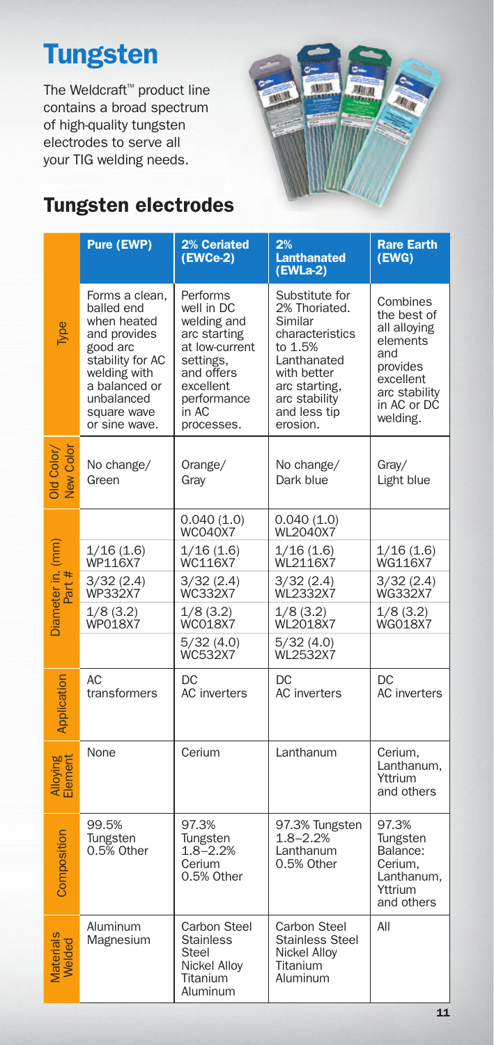# Tungsten

The Weldcraft™ product line contains a broad spectrum of high-quality tungsten electrodes to serve all your TIG welding needs.

## Tungsten electrodes

| | Pure (EWP) | 2% Ceriated (EWCe-2) | 2% Lanthanated (EWLa-2) | Rare Earth (EWG) |
|---|---|---|---|---|
| Type | Forms a clean, balled end when heated and provides good arc stability for AC welding with a balanced or unbalanced square wave or sine wave. | Performs well in DC welding and arc starting at low-current settings, and offers excellent performance in AC processes. | Substitute for 2% Thoriated. Similar characteristics to 1.5% Lanthanated with better arc starting, arc stability and less tip erosion. | Combines the best of all alloying elements and provides excellent arc stability in AC or DC welding. |
| Old Color/ New Color | No change/ Green | Orange/ Gray | No change/ Dark blue | Gray/ Light blue |
| Diameter in. (mm) Part # | | 0.040 (1.0) WC040X7 | 0.040 (1.0) WL2040X7 | |
| | 1/16 (1.6) WP116X7 | 1/16 (1.6) WC116X7 | 1/16 (1.6) WL2116X7 | 1/16 (1.6) WG116X7 |
| | 3/32 (2.4) WP332X7 | 3/32 (2.4) WC332X7 | 3/32 (2.4) WL2332X7 | 3/32 (2.4) WG332X7 |
| | 1/8 (3.2) WP018X7 | 1/8 (3.2) WC018X7 | 1/8 (3.2) WL2018X7 | 1/8 (3.2) WG018X7 |
| | | 5/32 (4.0) WC532X7 | 5/32 (4.0) WL2532X7 | |
| Application | AC transformers | DC AC inverters | DC AC inverters | DC AC inverters |
| Alloying Element | None | Cerium | Lanthanum | Cerium, Lanthanum, Yttrium and others |
| Composition | 99.5% Tungsten 0.5% Other | 97.3% Tungsten 1.8–2.2% Cerium 0.5% Other | 97.3% Tungsten 1.8–2.2% Lanthanum 0.5% Other | 97.3% Tungsten Balance: Cerium, Lanthanum, Yttrium and others |
| Materials Welded | Aluminum Magnesium | Carbon Steel Stainless Steel Nickel Alloy Titanium Aluminum | Carbon Steel Stainless Steel Nickel Alloy Titanium Aluminum | All |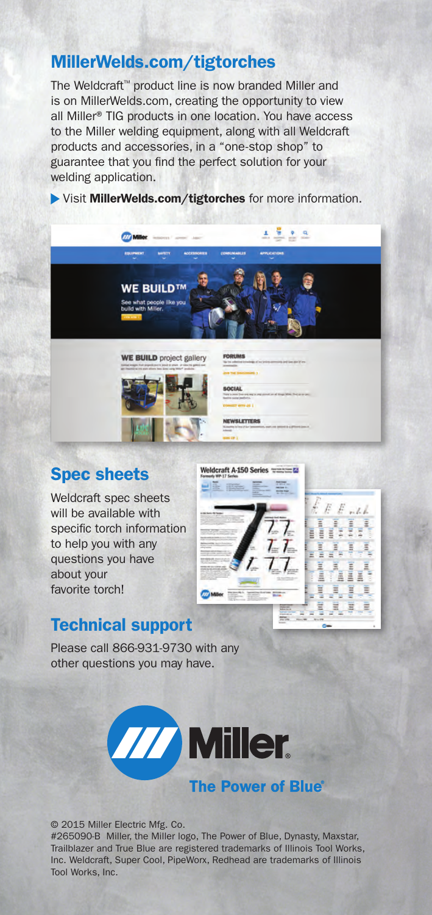## MillerWelds.com/tigtorches

The Weldcraft™ product line is now branded Miller and is on MillerWelds.com, creating the opportunity to view all Miller® TIG products in one location. You have access to the Miller welding equipment, along with all Weldcraft products and accessories, in a "one-stop shop" to guarantee that you find the perfect solution for your welding application.

▶ Visit **MillerWelds.com/tigtorches** for more information.

## Spec sheets

Weldcraft spec sheets will be available with specific torch information to help you with any questions you have about your favorite torch!

## Technical support

Please call 866-931-9730 with any other questions you may have.

Miller

The Power of Blue®

© 2015 Miller Electric Mfg. Co.

#265090-B Miller, the Miller logo, The Power of Blue, Dynasty, Maxstar, Trailblazer and True Blue are registered trademarks of Illinois Tool Works, Inc. Weldcraft, Super Cool, PipeWorx, Redhead are trademarks of Illinois Tool Works, Inc.